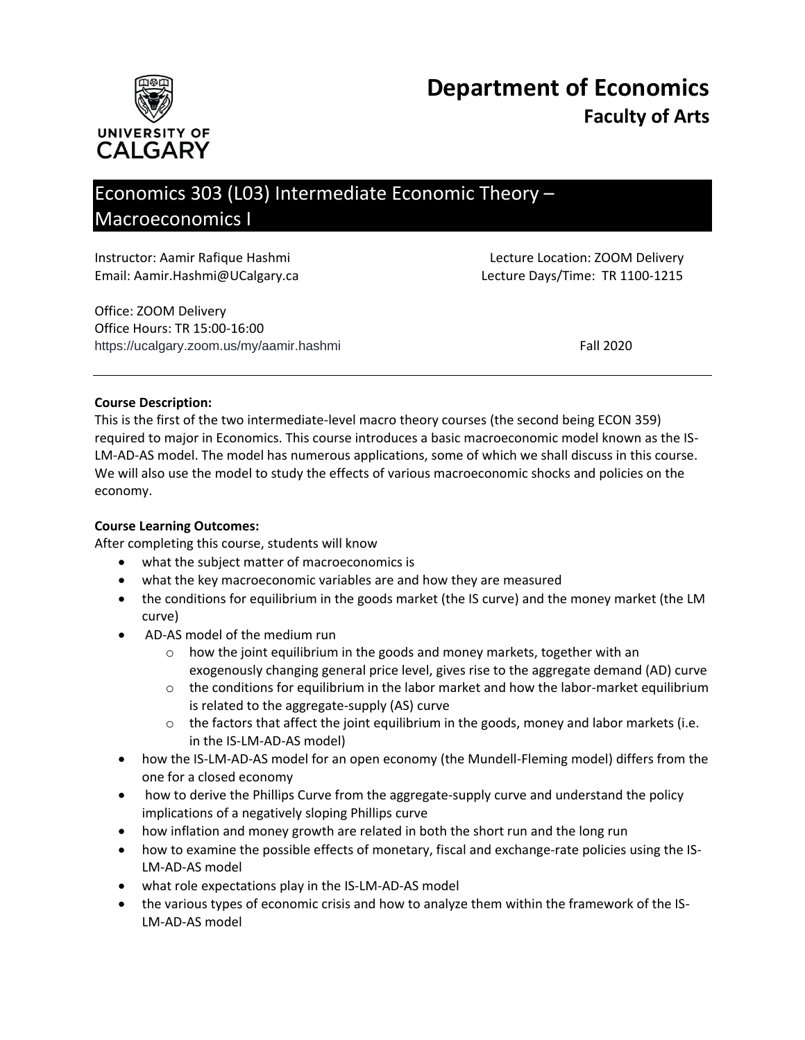# Department of Economics
## Faculty of Arts

UNIVERSITY OF CALGARY

## Economics 303 (L03) Intermediate Economic Theory – Macroeconomics I

Instructor: Aamir Rafique Hashmi
Email: Aamir.Hashmi@UCalgary.ca

Lecture Location: ZOOM Delivery
Lecture Days/Time: TR 1100-1215

Office: ZOOM Delivery
Office Hours: TR 15:00-16:00
https://ucalgary.zoom.us/my/aamir.hashmi

Fall 2020

---

**Course Description:**

This is the first of the two intermediate-level macro theory courses (the second being ECON 359) required to major in Economics. This course introduces a basic macroeconomic model known as the IS-LM-AD-AS model. The model has numerous applications, some of which we shall discuss in this course. We will also use the model to study the effects of various macroeconomic shocks and policies on the economy.

**Course Learning Outcomes:**

After completing this course, students will know

- what the subject matter of macroeconomics is
- what the key macroeconomic variables are and how they are measured
- the conditions for equilibrium in the goods market (the IS curve) and the money market (the LM curve)
- AD-AS model of the medium run
  - how the joint equilibrium in the goods and money markets, together with an exogenously changing general price level, gives rise to the aggregate demand (AD) curve
  - the conditions for equilibrium in the labor market and how the labor-market equilibrium is related to the aggregate-supply (AS) curve
  - the factors that affect the joint equilibrium in the goods, money and labor markets (i.e. in the IS-LM-AD-AS model)
- how the IS-LM-AD-AS model for an open economy (the Mundell-Fleming model) differs from the one for a closed economy
- how to derive the Phillips Curve from the aggregate-supply curve and understand the policy implications of a negatively sloping Phillips curve
- how inflation and money growth are related in both the short run and the long run
- how to examine the possible effects of monetary, fiscal and exchange-rate policies using the IS-LM-AD-AS model
- what role expectations play in the IS-LM-AD-AS model
- the various types of economic crisis and how to analyze them within the framework of the IS-LM-AD-AS model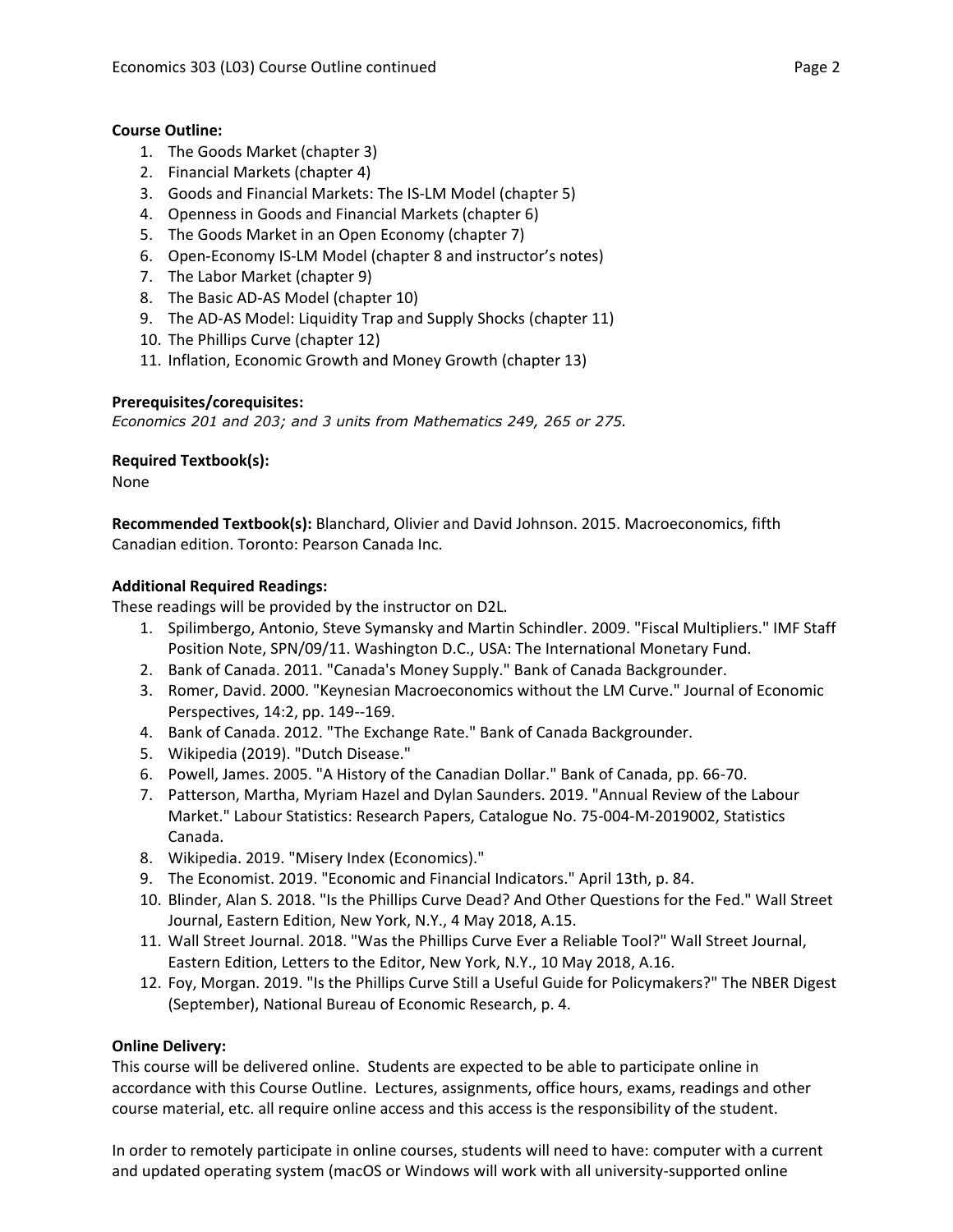**Course Outline:**

1. The Goods Market (chapter 3)
2. Financial Markets (chapter 4)
3. Goods and Financial Markets: The IS-LM Model (chapter 5)
4. Openness in Goods and Financial Markets (chapter 6)
5. The Goods Market in an Open Economy (chapter 7)
6. Open-Economy IS-LM Model (chapter 8 and instructor's notes)
7. The Labor Market (chapter 9)
8. The Basic AD-AS Model (chapter 10)
9. The AD-AS Model: Liquidity Trap and Supply Shocks (chapter 11)
10. The Phillips Curve (chapter 12)
11. Inflation, Economic Growth and Money Growth (chapter 13)

**Prerequisites/corequisites:**

*Economics 201 and 203; and 3 units from Mathematics 249, 265 or 275.*

**Required Textbook(s):**

None

**Recommended Textbook(s):** Blanchard, Olivier and David Johnson. 2015. Macroeconomics, fifth Canadian edition. Toronto: Pearson Canada Inc.

**Additional Required Readings:**

These readings will be provided by the instructor on D2L.

1. Spilimbergo, Antonio, Steve Symansky and Martin Schindler. 2009. "Fiscal Multipliers." IMF Staff Position Note, SPN/09/11. Washington D.C., USA: The International Monetary Fund.
2. Bank of Canada. 2011. "Canada's Money Supply." Bank of Canada Backgrounder.
3. Romer, David. 2000. "Keynesian Macroeconomics without the LM Curve." Journal of Economic Perspectives, 14:2, pp. 149--169.
4. Bank of Canada. 2012. "The Exchange Rate." Bank of Canada Backgrounder.
5. Wikipedia (2019). "Dutch Disease."
6. Powell, James. 2005. "A History of the Canadian Dollar." Bank of Canada, pp. 66-70.
7. Patterson, Martha, Myriam Hazel and Dylan Saunders. 2019. "Annual Review of the Labour Market." Labour Statistics: Research Papers, Catalogue No. 75-004-M-2019002, Statistics Canada.
8. Wikipedia. 2019. "Misery Index (Economics)."
9. The Economist. 2019. "Economic and Financial Indicators." April 13th, p. 84.
10. Blinder, Alan S. 2018. "Is the Phillips Curve Dead? And Other Questions for the Fed." Wall Street Journal, Eastern Edition, New York, N.Y., 4 May 2018, A.15.
11. Wall Street Journal. 2018. "Was the Phillips Curve Ever a Reliable Tool?" Wall Street Journal, Eastern Edition, Letters to the Editor, New York, N.Y., 10 May 2018, A.16.
12. Foy, Morgan. 2019. "Is the Phillips Curve Still a Useful Guide for Policymakers?" The NBER Digest (September), National Bureau of Economic Research, p. 4.

**Online Delivery:**

This course will be delivered online. Students are expected to be able to participate online in accordance with this Course Outline. Lectures, assignments, office hours, exams, readings and other course material, etc. all require online access and this access is the responsibility of the student.

In order to remotely participate in online courses, students will need to have: computer with a current and updated operating system (macOS or Windows will work with all university-supported online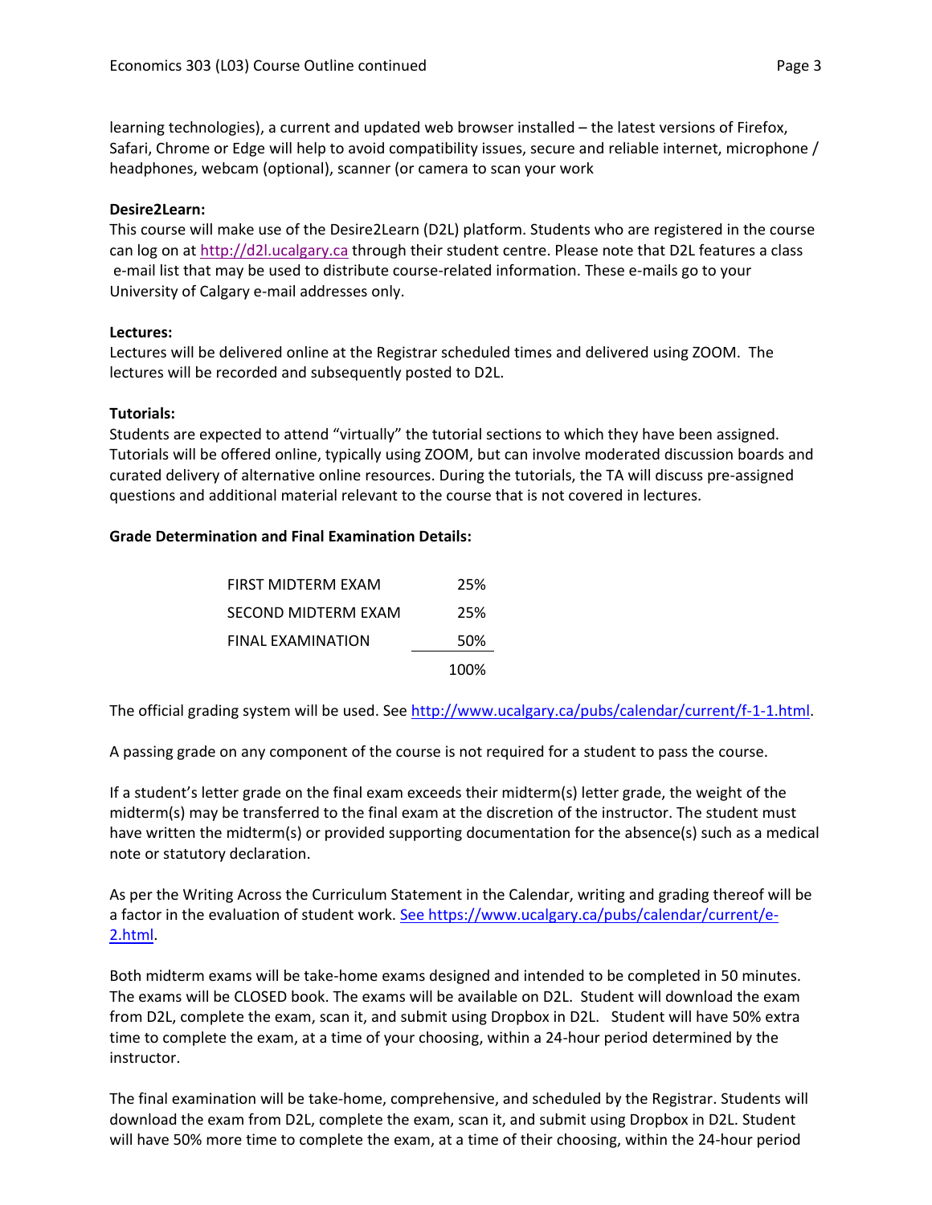learning technologies), a current and updated web browser installed – the latest versions of Firefox, Safari, Chrome or Edge will help to avoid compatibility issues, secure and reliable internet, microphone / headphones, webcam (optional), scanner (or camera to scan your work

**Desire2Learn:**
This course will make use of the Desire2Learn (D2L) platform. Students who are registered in the course can log on at http://d2l.ucalgary.ca through their student centre. Please note that D2L features a class e-mail list that may be used to distribute course-related information. These e-mails go to your University of Calgary e-mail addresses only.

**Lectures:**
Lectures will be delivered online at the Registrar scheduled times and delivered using ZOOM. The lectures will be recorded and subsequently posted to D2L.

**Tutorials:**
Students are expected to attend "virtually" the tutorial sections to which they have been assigned. Tutorials will be offered online, typically using ZOOM, but can involve moderated discussion boards and curated delivery of alternative online resources. During the tutorials, the TA will discuss pre-assigned questions and additional material relevant to the course that is not covered in lectures.

**Grade Determination and Final Examination Details:**

| Component | Weight |
|---|---|
| FIRST MIDTERM EXAM | 25% |
| SECOND MIDTERM EXAM | 25% |
| FINAL EXAMINATION | 50% |
| | 100% |

The official grading system will be used. See http://www.ucalgary.ca/pubs/calendar/current/f-1-1.html.

A passing grade on any component of the course is not required for a student to pass the course.

If a student's letter grade on the final exam exceeds their midterm(s) letter grade, the weight of the midterm(s) may be transferred to the final exam at the discretion of the instructor. The student must have written the midterm(s) or provided supporting documentation for the absence(s) such as a medical note or statutory declaration.

As per the Writing Across the Curriculum Statement in the Calendar, writing and grading thereof will be a factor in the evaluation of student work. See https://www.ucalgary.ca/pubs/calendar/current/e-2.html.

Both midterm exams will be take-home exams designed and intended to be completed in 50 minutes. The exams will be CLOSED book. The exams will be available on D2L. Student will download the exam from D2L, complete the exam, scan it, and submit using Dropbox in D2L. Student will have 50% extra time to complete the exam, at a time of your choosing, within a 24-hour period determined by the instructor.

The final examination will be take-home, comprehensive, and scheduled by the Registrar. Students will download the exam from D2L, complete the exam, scan it, and submit using Dropbox in D2L. Student will have 50% more time to complete the exam, at a time of their choosing, within the 24-hour period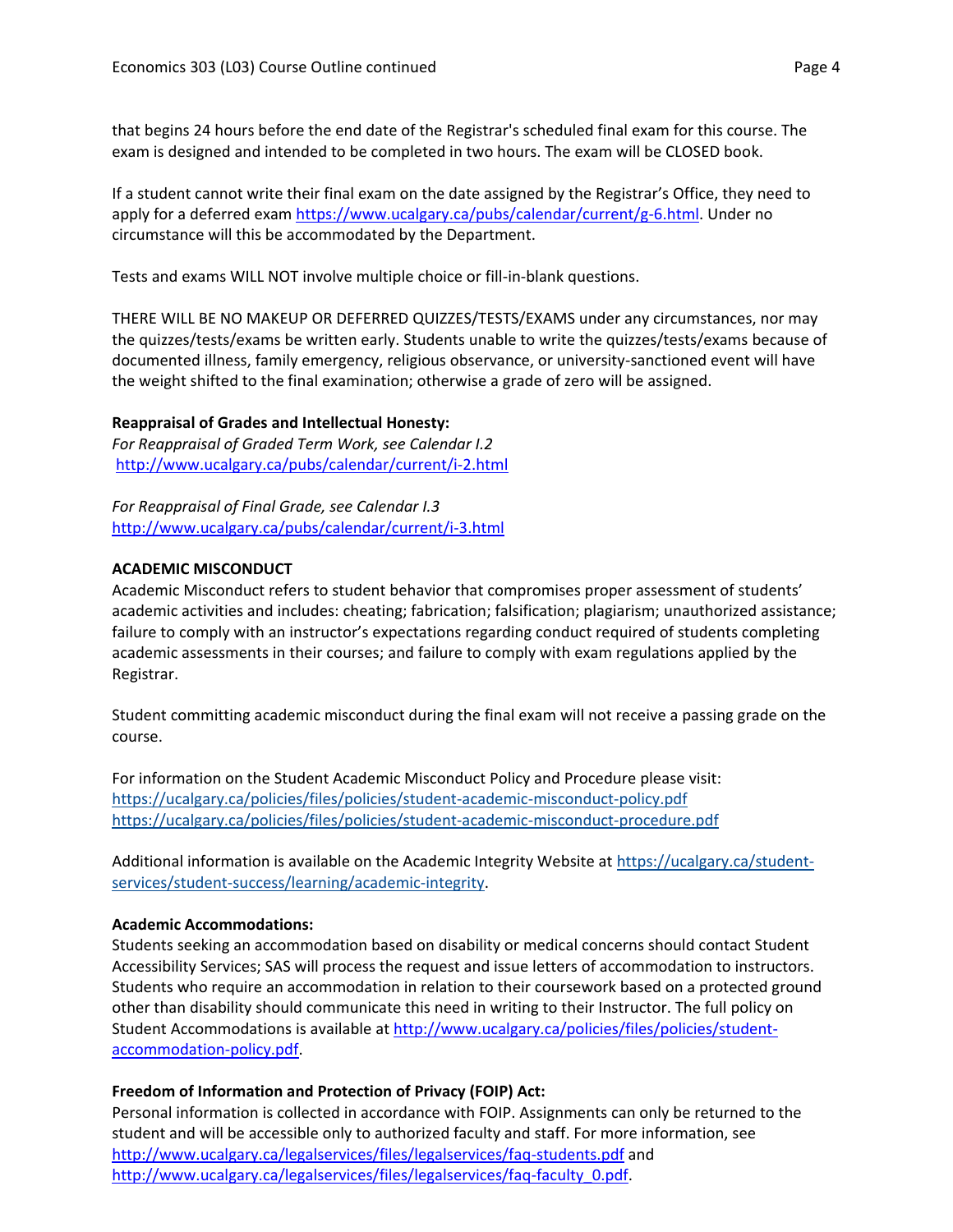that begins 24 hours before the end date of the Registrar's scheduled final exam for this course. The exam is designed and intended to be completed in two hours. The exam will be CLOSED book.

If a student cannot write their final exam on the date assigned by the Registrar's Office, they need to apply for a deferred exam https://www.ucalgary.ca/pubs/calendar/current/g-6.html. Under no circumstance will this be accommodated by the Department.

Tests and exams WILL NOT involve multiple choice or fill-in-blank questions.

THERE WILL BE NO MAKEUP OR DEFERRED QUIZZES/TESTS/EXAMS under any circumstances, nor may the quizzes/tests/exams be written early. Students unable to write the quizzes/tests/exams because of documented illness, family emergency, religious observance, or university-sanctioned event will have the weight shifted to the final examination; otherwise a grade of zero will be assigned.

**Reappraisal of Grades and Intellectual Honesty:**

*For Reappraisal of Graded Term Work, see Calendar I.2*
http://www.ucalgary.ca/pubs/calendar/current/i-2.html

*For Reappraisal of Final Grade, see Calendar I.3*
http://www.ucalgary.ca/pubs/calendar/current/i-3.html

**ACADEMIC MISCONDUCT**

Academic Misconduct refers to student behavior that compromises proper assessment of students' academic activities and includes: cheating; fabrication; falsification; plagiarism; unauthorized assistance; failure to comply with an instructor's expectations regarding conduct required of students completing academic assessments in their courses; and failure to comply with exam regulations applied by the Registrar.

Student committing academic misconduct during the final exam will not receive a passing grade on the course.

For information on the Student Academic Misconduct Policy and Procedure please visit:
https://ucalgary.ca/policies/files/policies/student-academic-misconduct-policy.pdf
https://ucalgary.ca/policies/files/policies/student-academic-misconduct-procedure.pdf

Additional information is available on the Academic Integrity Website at https://ucalgary.ca/student-services/student-success/learning/academic-integrity.

**Academic Accommodations:**

Students seeking an accommodation based on disability or medical concerns should contact Student Accessibility Services; SAS will process the request and issue letters of accommodation to instructors. Students who require an accommodation in relation to their coursework based on a protected ground other than disability should communicate this need in writing to their Instructor. The full policy on Student Accommodations is available at http://www.ucalgary.ca/policies/files/policies/student-accommodation-policy.pdf.

**Freedom of Information and Protection of Privacy (FOIP) Act:**

Personal information is collected in accordance with FOIP. Assignments can only be returned to the student and will be accessible only to authorized faculty and staff. For more information, see http://www.ucalgary.ca/legalservices/files/legalservices/faq-students.pdf and http://www.ucalgary.ca/legalservices/files/legalservices/faq-faculty_0.pdf.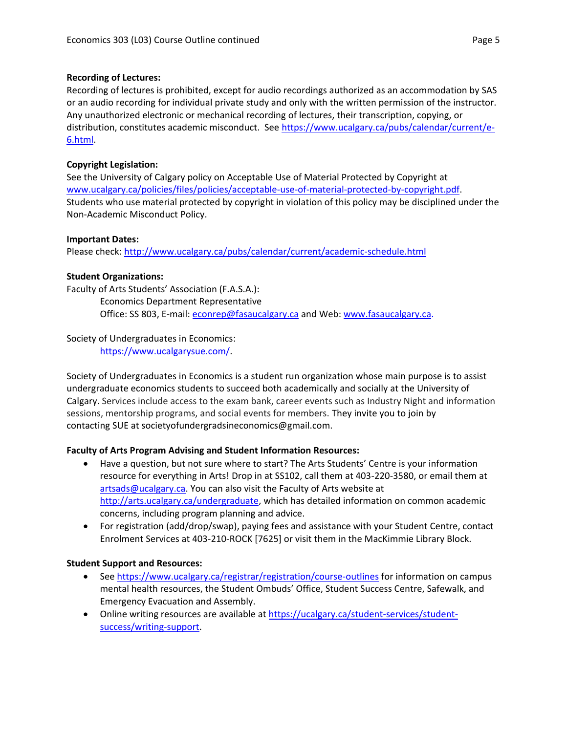**Recording of Lectures:**
Recording of lectures is prohibited, except for audio recordings authorized as an accommodation by SAS or an audio recording for individual private study and only with the written permission of the instructor. Any unauthorized electronic or mechanical recording of lectures, their transcription, copying, or distribution, constitutes academic misconduct. See https://www.ucalgary.ca/pubs/calendar/current/e-6.html.

**Copyright Legislation:**
See the University of Calgary policy on Acceptable Use of Material Protected by Copyright at www.ucalgary.ca/policies/files/policies/acceptable-use-of-material-protected-by-copyright.pdf. Students who use material protected by copyright in violation of this policy may be disciplined under the Non-Academic Misconduct Policy.

**Important Dates:**
Please check: http://www.ucalgary.ca/pubs/calendar/current/academic-schedule.html

**Student Organizations:**
Faculty of Arts Students' Association (F.A.S.A.):
Economics Department Representative
Office: SS 803, E-mail: econrep@fasaucalgary.ca and Web: www.fasaucalgary.ca.

Society of Undergraduates in Economics:
https://www.ucalgarysue.com/.

Society of Undergraduates in Economics is a student run organization whose main purpose is to assist undergraduate economics students to succeed both academically and socially at the University of Calgary. Services include access to the exam bank, career events such as Industry Night and information sessions, mentorship programs, and social events for members. They invite you to join by contacting SUE at societyofundergradsineconomics@gmail.com.

**Faculty of Arts Program Advising and Student Information Resources:**

- Have a question, but not sure where to start? The Arts Students' Centre is your information resource for everything in Arts! Drop in at SS102, call them at 403-220-3580, or email them at artsads@ucalgary.ca. You can also visit the Faculty of Arts website at http://arts.ucalgary.ca/undergraduate, which has detailed information on common academic concerns, including program planning and advice.
- For registration (add/drop/swap), paying fees and assistance with your Student Centre, contact Enrolment Services at 403-210-ROCK [7625] or visit them in the MacKimmie Library Block.

**Student Support and Resources:**

- See https://www.ucalgary.ca/registrar/registration/course-outlines for information on campus mental health resources, the Student Ombuds' Office, Student Success Centre, Safewalk, and Emergency Evacuation and Assembly.
- Online writing resources are available at https://ucalgary.ca/student-services/student-success/writing-support.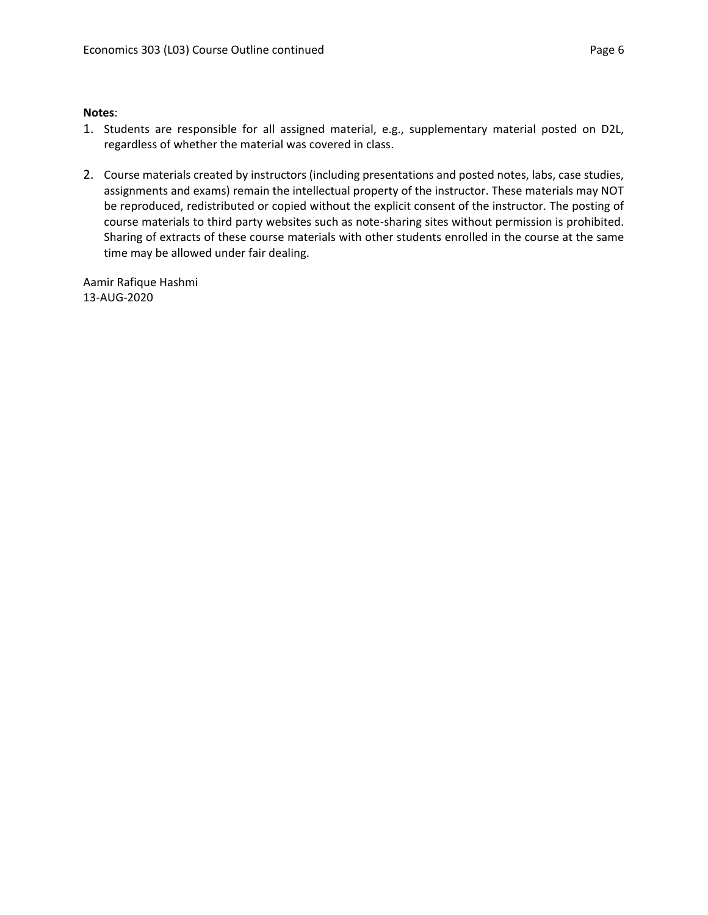**Notes**:

1. Students are responsible for all assigned material, e.g., supplementary material posted on D2L, regardless of whether the material was covered in class.

2. Course materials created by instructors (including presentations and posted notes, labs, case studies, assignments and exams) remain the intellectual property of the instructor. These materials may NOT be reproduced, redistributed or copied without the explicit consent of the instructor. The posting of course materials to third party websites such as note-sharing sites without permission is prohibited. Sharing of extracts of these course materials with other students enrolled in the course at the same time may be allowed under fair dealing.

Aamir Rafique Hashmi
13-AUG-2020